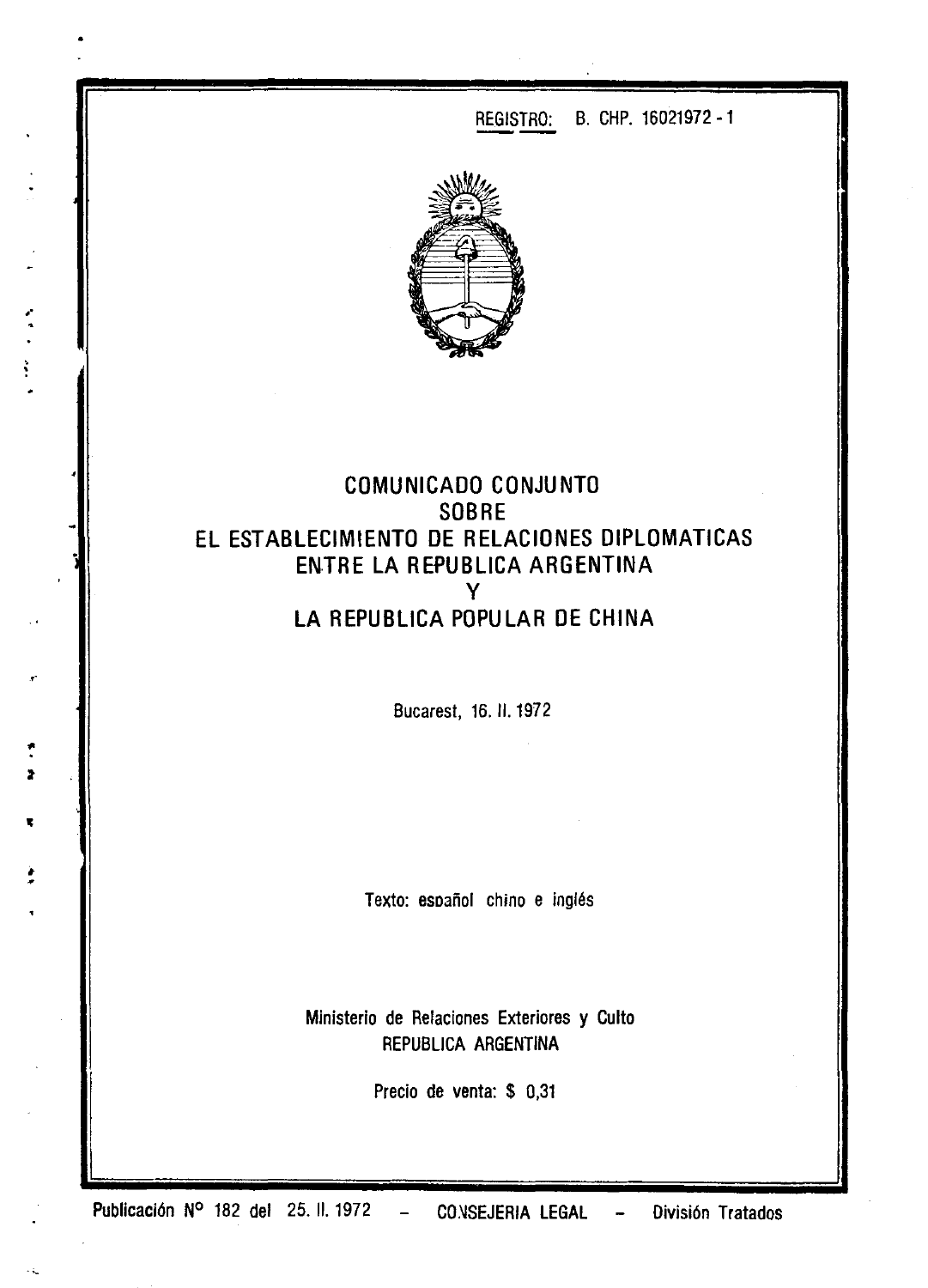REGISTRO: B. CHP. 16021972 - 1

# COMUNICADO CONJUNTO SOBRE EL ESTABLECIMIENTO DE RELACIONES DIPLOMATICAS ENTRE LA REPUBLICA ARGENTINA Y LA REPUBLICA POPULAR DE CHINA

Bucarest, 16. II. 1972

Texto: español chino e inglés

Ministerio de Relaciones Exteriores y Culto
REPUBLICA ARGENTINA

Precio de venta: $ 0,31

Publicación N° 182 del 25. II. 1972 – CONSEJERIA LEGAL – División Tratados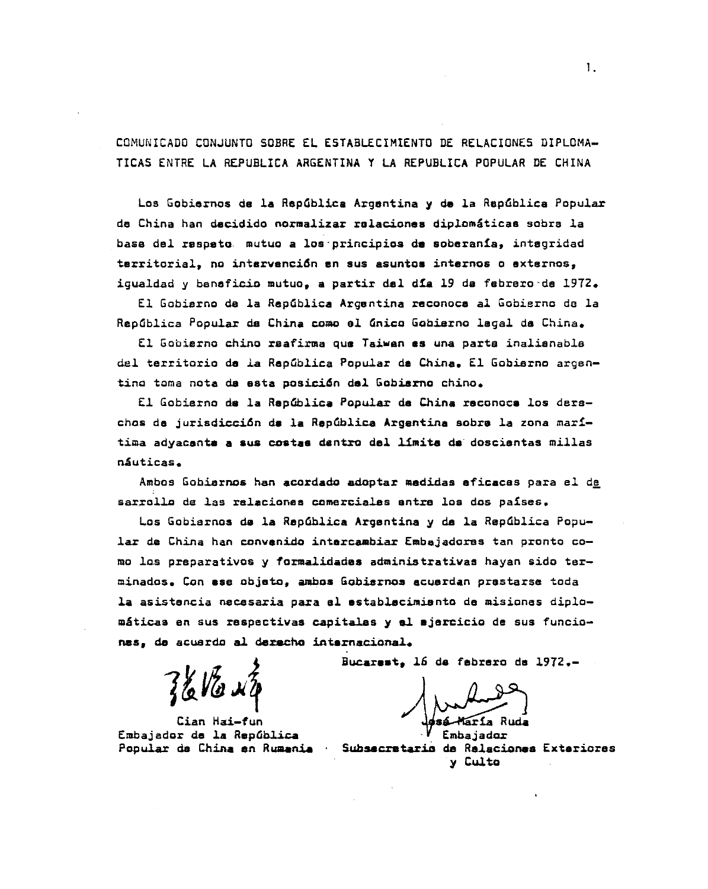COMUNICADO CONJUNTO SOBRE EL ESTABLECIMIENTO DE RELACIONES DIPLOMATICAS ENTRE LA REPUBLICA ARGENTINA Y LA REPUBLICA POPULAR DE CHINA

Los Gobiernos de la República Argentina y de la República Popular de China han decidido normalizar relaciones diplomáticas sobre la base del respeto mutuo a los principios de soberanía, integridad territorial, no intervención en sus asuntos internos o externos, igualdad y beneficio mutuo, a partir del día 19 de febrero de 1972.

El Gobierno de la República Argentina reconoce al Gobierno de la República Popular de China como el único Gobierno legal de China.

El Gobierno chino reafirma que Taiwan es una parte inalienable del territorio de la República Popular de China. El Gobierno argentino toma nota de esta posición del Gobierno chino.

El Gobierno de la República Popular de China reconoce los derechos de jurisdicción de la República Argentina sobre la zona marítima adyacente a sus costas dentro del límite de doscientas millas náuticas.

Ambos Gobiernos han acordado adoptar medidas eficaces para el desarrollo de las relaciones comerciales entre los dos países.

Los Gobiernos de la República Argentina y de la República Popular de China han convenido intercambiar Embajadores tan pronto como los preparativos y formalidades administrativas hayan sido terminados. Con ese objeto, ambos Gobiernos acuerdan prestarse toda la asistencia necesaria para el establecimiento de misiones diplomáticas en sus respectivas capitales y el ejercicio de sus funciones, de acuerdo al derecho internacional.

Bucarest, 16 de febrero de 1972.-

Cian Hai-fun
Embajador de la República
Popular de China en Rumania

José María Ruda
Embajador
Subsecretario de Relaciones Exteriores
y Culto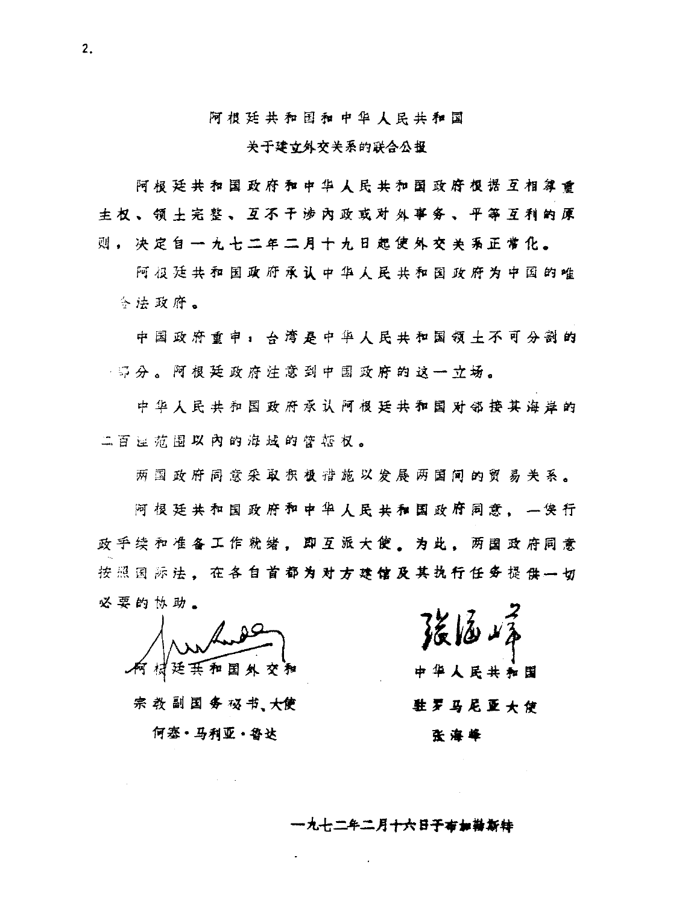# 阿根廷共和国和中华人民共和国
## 关于建立外交关系的联合公报

阿根廷共和国政府和中华人民共和国政府根据互相尊重主权、领土完整、互不干涉内政或对外事务、平等互利的原则，决定自一九七二年二月十九日起使外交关系正常化。

阿根廷共和国政府承认中华人民共和国政府为中国的唯一合法政府。

中国政府重申：台湾是中华人民共和国领土不可分割的一部分。阿根廷政府注意到中国政府的这一立场。

中华人民共和国政府承认阿根廷共和国对邻接其海岸的二百浬范围以内的海域的管辖权。

两国政府同意采取积极措施以发展两国间的贸易关系。

阿根廷共和国政府和中华人民共和国政府同意，一俟行政手续和准备工作就绪，即互派大使。为此，两国政府同意按照国际法，在各自首都为对方建馆及其执行任务提供一切必要的协助。

阿根廷共和国外交和宗教副国务秘书、大使
何塞·马利亚·鲁达

中华人民共和国驻罗马尼亚大使
张海峰

一九七二年二月十六日于布加勒斯特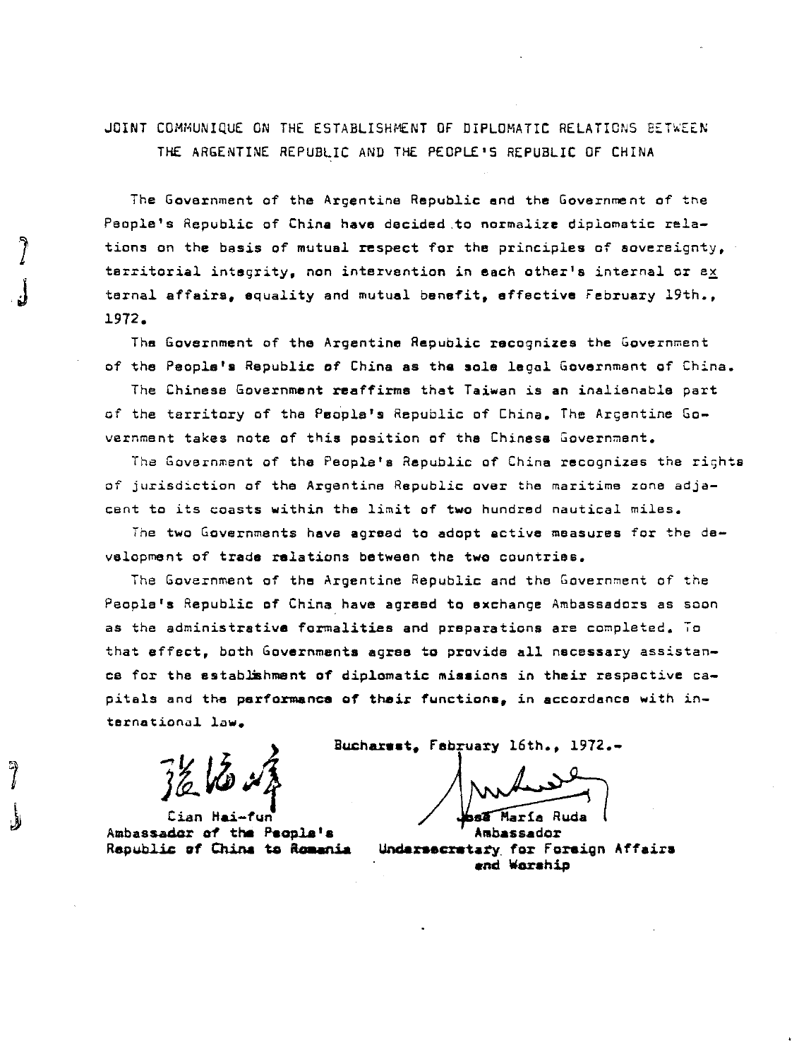# JOINT COMMUNIQUE ON THE ESTABLISHMENT OF DIPLOMATIC RELATIONS BETWEEN THE ARGENTINE REPUBLIC AND THE PEOPLE'S REPUBLIC OF CHINA

The Government of the Argentine Republic and the Government of the People's Republic of China have decided to normalize diplomatic relations on the basis of mutual respect for the principles of sovereignty, territorial integrity, non intervention in each other's internal or external affairs, equality and mutual benefit, effective February 19th., 1972.

The Government of the Argentine Republic recognizes the Government of the People's Republic of China as the sole legal Government of China.

The Chinese Government reaffirms that Taiwan is an inalienable part of the territory of the People's Republic of China. The Argentine Government takes note of this position of the Chinese Government.

The Government of the People's Republic of China recognizes the rights of jurisdiction of the Argentine Republic over the maritime zone adjacent to its coasts within the limit of two hundred nautical miles.

The two Governments have agreed to adopt active measures for the development of trade relations between the two countries.

The Government of the Argentine Republic and the Government of the People's Republic of China have agreed to exchange Ambassadors as soon as the administrative formalities and preparations are completed. To that effect, both Governments agree to provide all necessary assistance for the establishment of diplomatic missions in their respective capitals and the performance of their functions, in accordance with international law.

Bucharest, February 16th., 1972.-

张海峰

Cian Hai-fun
Ambassador of the People's Republic of China to Romania

José María Ruda
Ambassador
Undersecretary for Foreign Affairs and Worship